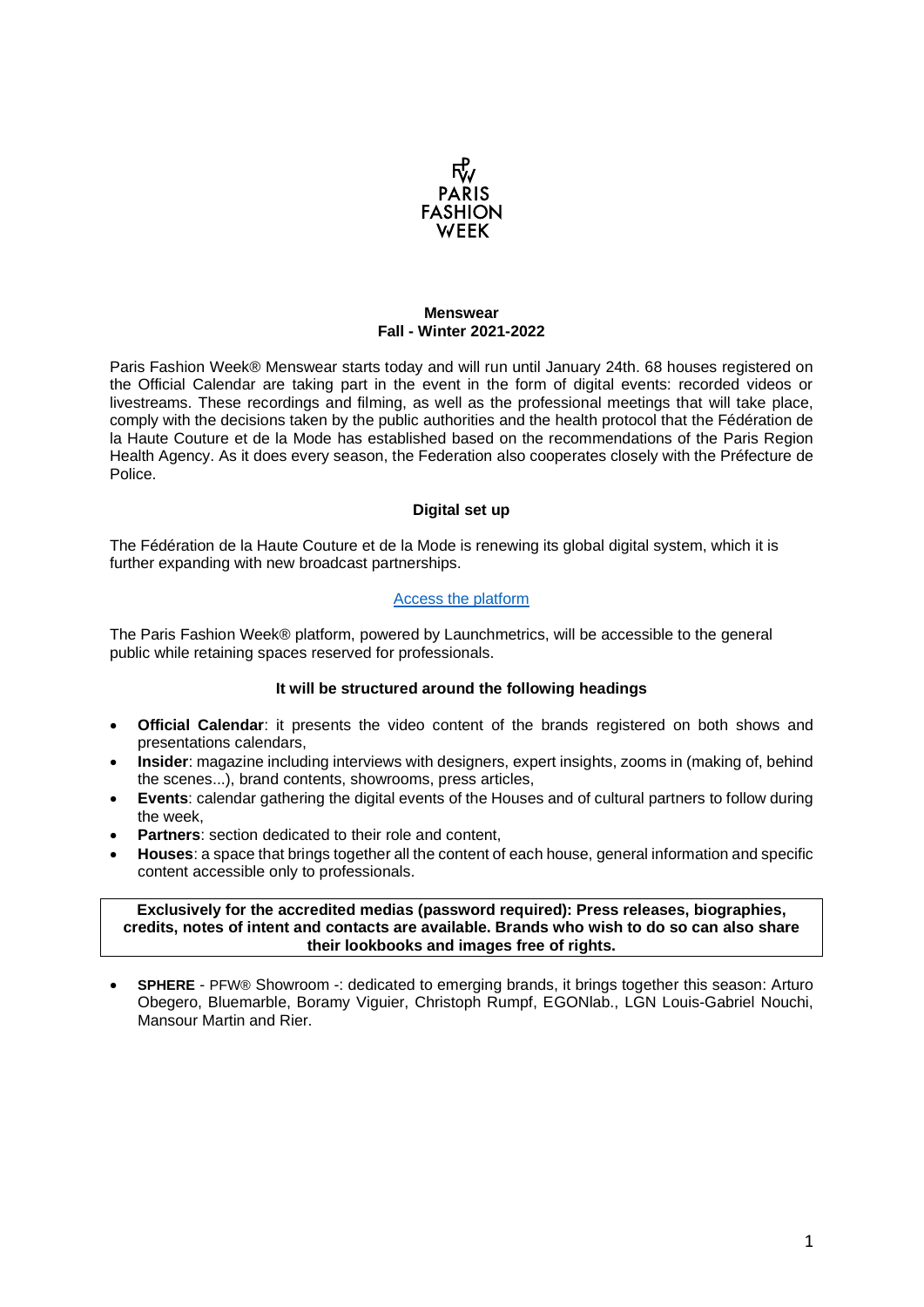PARIS FASHION WEEK

## Menswear
## Fall - Winter 2021-2022

Paris Fashion Week® Menswear starts today and will run until January 24th. 68 houses registered on the Official Calendar are taking part in the event in the form of digital events: recorded videos or livestreams. These recordings and filming, as well as the professional meetings that will take place, comply with the decisions taken by the public authorities and the health protocol that the Fédération de la Haute Couture et de la Mode has established based on the recommendations of the Paris Region Health Agency. As it does every season, the Federation also cooperates closely with the Préfecture de Police.

### Digital set up

The Fédération de la Haute Couture et de la Mode is renewing its global digital system, which it is further expanding with new broadcast partnerships.

Access the platform

The Paris Fashion Week® platform, powered by Launchmetrics, will be accessible to the general public while retaining spaces reserved for professionals.

### It will be structured around the following headings

- **Official Calendar**: it presents the video content of the brands registered on both shows and presentations calendars,
- **Insider**: magazine including interviews with designers, expert insights, zooms in (making of, behind the scenes...), brand contents, showrooms, press articles,
- **Events**: calendar gathering the digital events of the Houses and of cultural partners to follow during the week,
- **Partners**: section dedicated to their role and content,
- **Houses**: a space that brings together all the content of each house, general information and specific content accessible only to professionals.

**Exclusively for the accredited medias (password required): Press releases, biographies, credits, notes of intent and contacts are available. Brands who wish to do so can also share their lookbooks and images free of rights.**

- **SPHERE** - PFW® Showroom -: dedicated to emerging brands, it brings together this season: Arturo Obegero, Bluemarble, Boramy Viguier, Christoph Rumpf, EGONlab., LGN Louis-Gabriel Nouchi, Mansour Martin and Rier.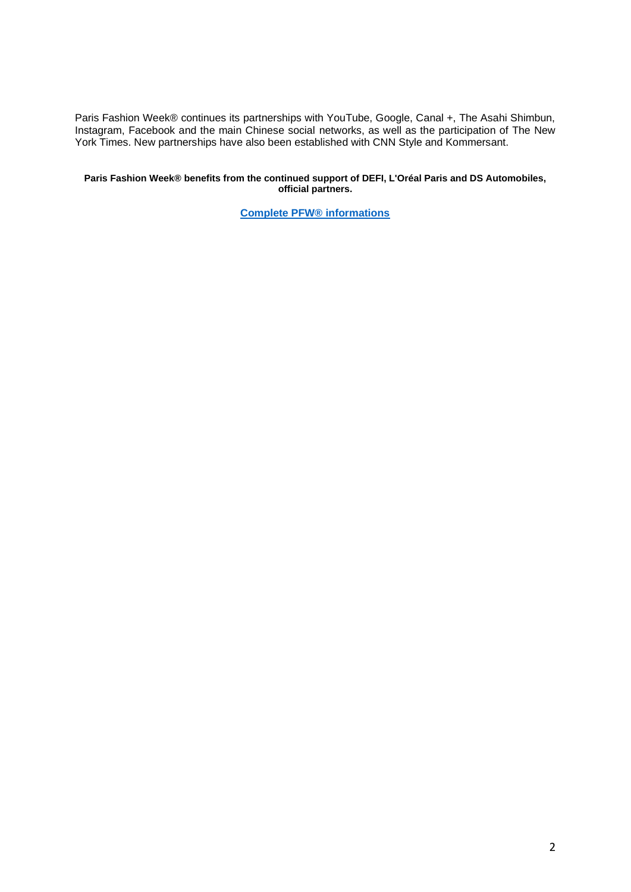Paris Fashion Week® continues its partnerships with YouTube, Google, Canal +, The Asahi Shimbun, Instagram, Facebook and the main Chinese social networks, as well as the participation of The New York Times. New partnerships have also been established with CNN Style and Kommersant.

**Paris Fashion Week® benefits from the continued support of DEFI, L'Oréal Paris and DS Automobiles, official partners.**

**Complete PFW® informations**